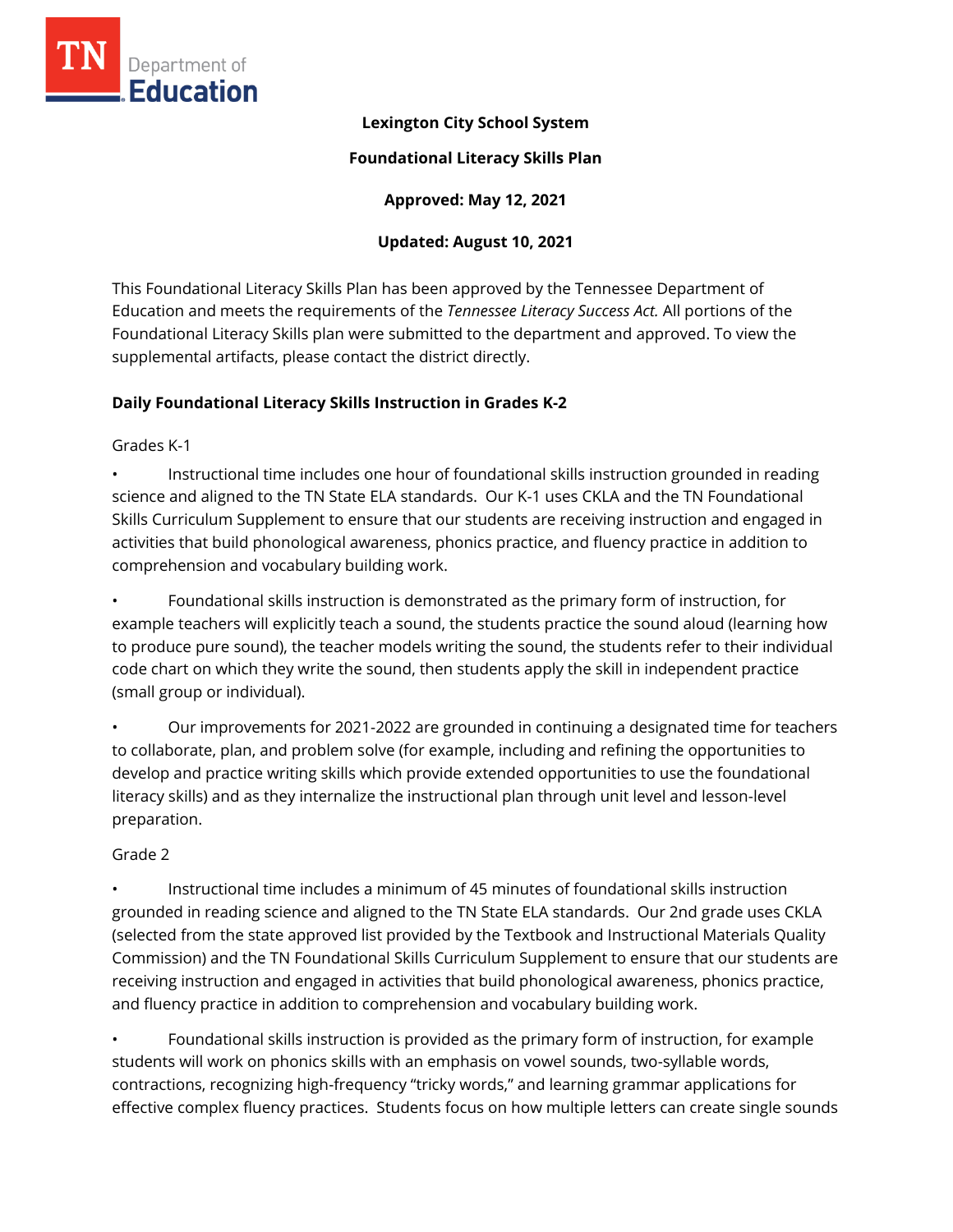**Lexington City School System**

**Foundational Literacy Skills Plan**

**Approved: May 12, 2021**

**Updated: August 10, 2021**

This Foundational Literacy Skills Plan has been approved by the Tennessee Department of Education and meets the requirements of the *Tennessee Literacy Success Act.* All portions of the Foundational Literacy Skills plan were submitted to the department and approved. To view the supplemental artifacts, please contact the district directly.

### Daily Foundational Literacy Skills Instruction in Grades K-2

Grades K-1

- Instructional time includes one hour of foundational skills instruction grounded in reading science and aligned to the TN State ELA standards. Our K-1 uses CKLA and the TN Foundational Skills Curriculum Supplement to ensure that our students are receiving instruction and engaged in activities that build phonological awareness, phonics practice, and fluency practice in addition to comprehension and vocabulary building work.
- Foundational skills instruction is demonstrated as the primary form of instruction, for example teachers will explicitly teach a sound, the students practice the sound aloud (learning how to produce pure sound), the teacher models writing the sound, the students refer to their individual code chart on which they write the sound, then students apply the skill in independent practice (small group or individual).
- Our improvements for 2021-2022 are grounded in continuing a designated time for teachers to collaborate, plan, and problem solve (for example, including and refining the opportunities to develop and practice writing skills which provide extended opportunities to use the foundational literacy skills) and as they internalize the instructional plan through unit level and lesson-level preparation.

Grade 2

- Instructional time includes a minimum of 45 minutes of foundational skills instruction grounded in reading science and aligned to the TN State ELA standards. Our 2nd grade uses CKLA (selected from the state approved list provided by the Textbook and Instructional Materials Quality Commission) and the TN Foundational Skills Curriculum Supplement to ensure that our students are receiving instruction and engaged in activities that build phonological awareness, phonics practice, and fluency practice in addition to comprehension and vocabulary building work.
- Foundational skills instruction is provided as the primary form of instruction, for example students will work on phonics skills with an emphasis on vowel sounds, two-syllable words, contractions, recognizing high-frequency "tricky words," and learning grammar applications for effective complex fluency practices. Students focus on how multiple letters can create single sounds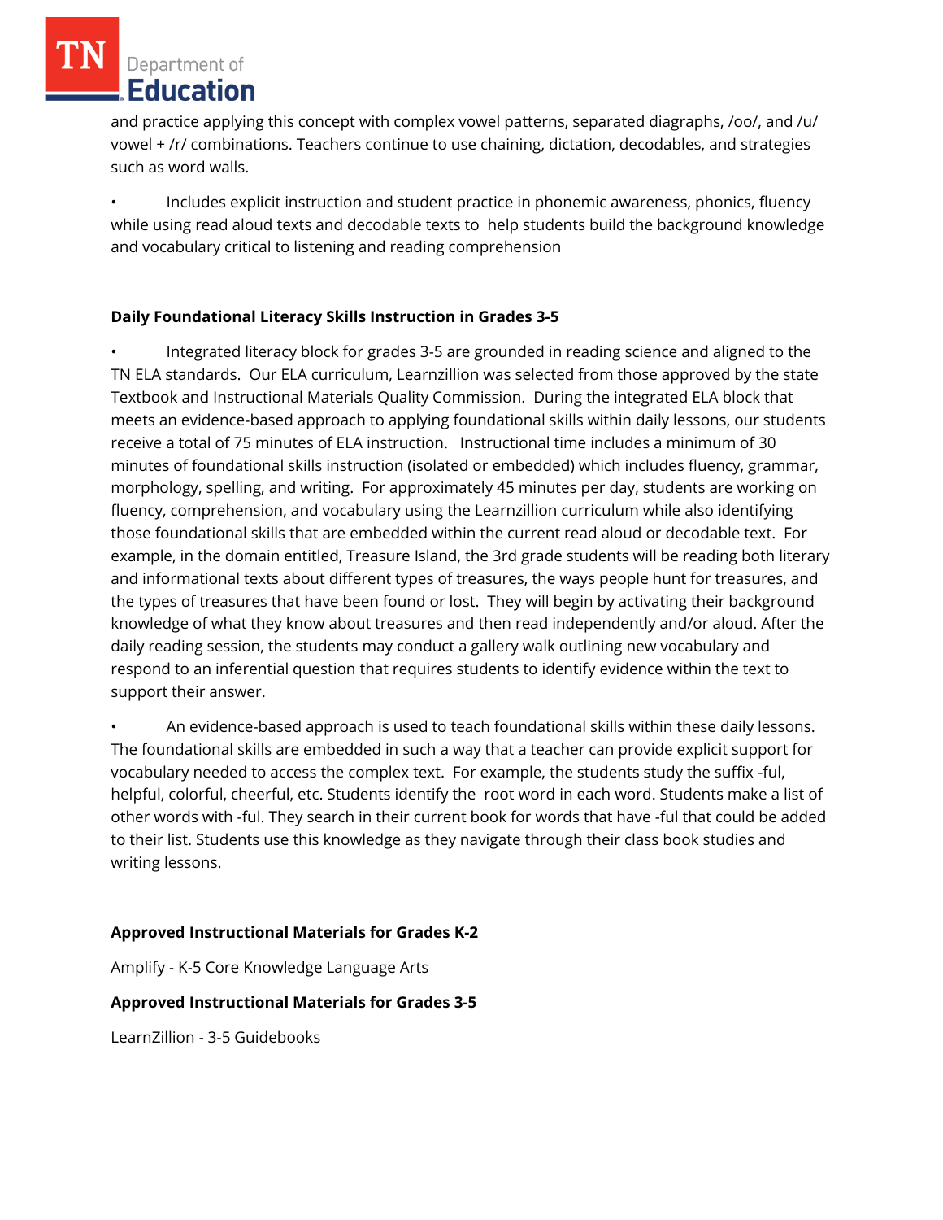and practice applying this concept with complex vowel patterns, separated diagraphs, /oo/, and /u/ vowel + /r/ combinations. Teachers continue to use chaining, dictation, decodables, and strategies such as word walls.

• Includes explicit instruction and student practice in phonemic awareness, phonics, fluency while using read aloud texts and decodable texts to help students build the background knowledge and vocabulary critical to listening and reading comprehension

**Daily Foundational Literacy Skills Instruction in Grades 3-5**

• Integrated literacy block for grades 3-5 are grounded in reading science and aligned to the TN ELA standards. Our ELA curriculum, Learnzillion was selected from those approved by the state Textbook and Instructional Materials Quality Commission. During the integrated ELA block that meets an evidence-based approach to applying foundational skills within daily lessons, our students receive a total of 75 minutes of ELA instruction. Instructional time includes a minimum of 30 minutes of foundational skills instruction (isolated or embedded) which includes fluency, grammar, morphology, spelling, and writing. For approximately 45 minutes per day, students are working on fluency, comprehension, and vocabulary using the Learnzillion curriculum while also identifying those foundational skills that are embedded within the current read aloud or decodable text. For example, in the domain entitled, Treasure Island, the 3rd grade students will be reading both literary and informational texts about different types of treasures, the ways people hunt for treasures, and the types of treasures that have been found or lost. They will begin by activating their background knowledge of what they know about treasures and then read independently and/or aloud. After the daily reading session, the students may conduct a gallery walk outlining new vocabulary and respond to an inferential question that requires students to identify evidence within the text to support their answer.

• An evidence-based approach is used to teach foundational skills within these daily lessons. The foundational skills are embedded in such a way that a teacher can provide explicit support for vocabulary needed to access the complex text. For example, the students study the suffix -ful, helpful, colorful, cheerful, etc. Students identify the root word in each word. Students make a list of other words with -ful. They search in their current book for words that have -ful that could be added to their list. Students use this knowledge as they navigate through their class book studies and writing lessons.

**Approved Instructional Materials for Grades K-2**

Amplify - K-5 Core Knowledge Language Arts

**Approved Instructional Materials for Grades 3-5**

LearnZillion - 3-5 Guidebooks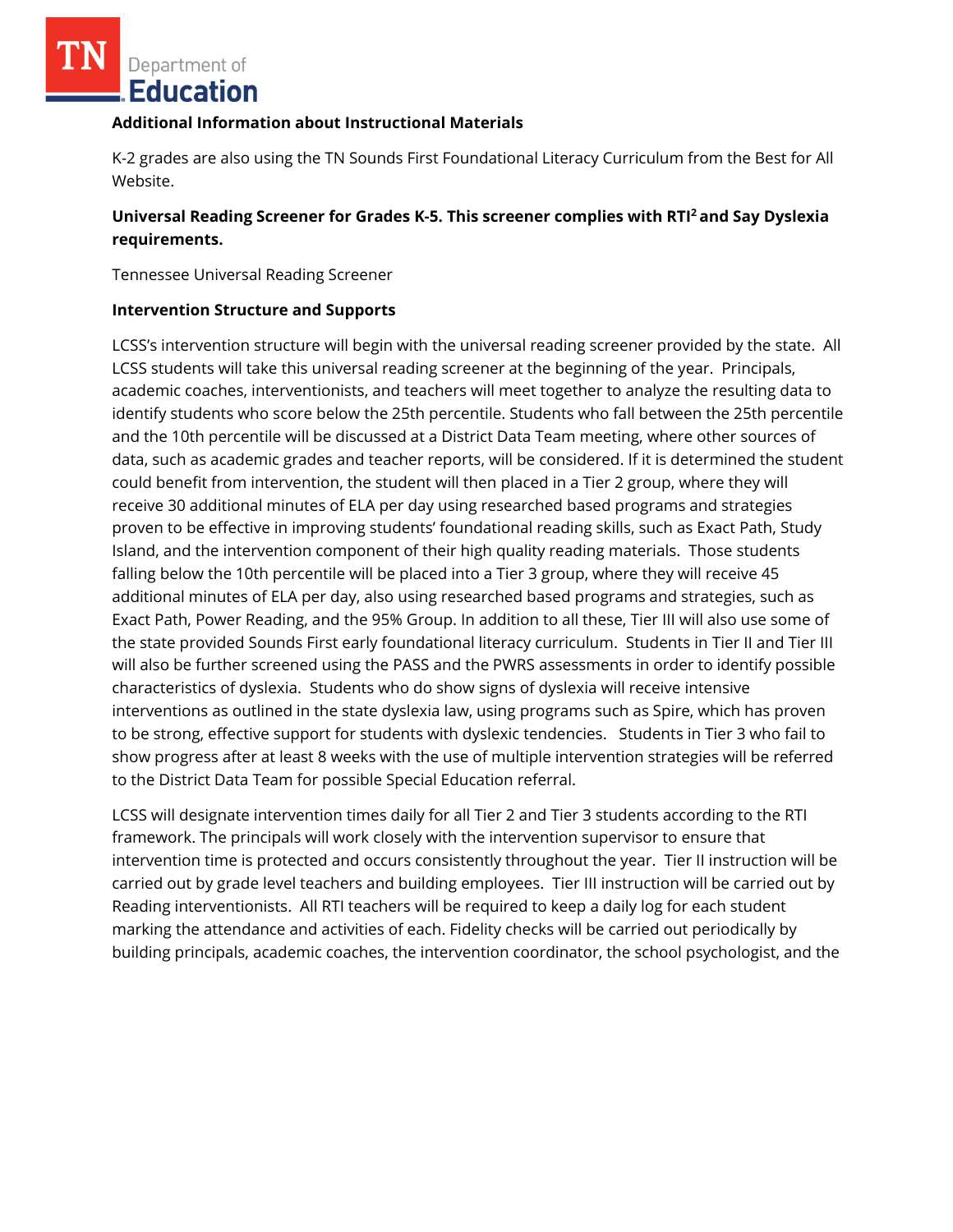**Additional Information about Instructional Materials**

K-2 grades are also using the TN Sounds First Foundational Literacy Curriculum from the Best for All Website.

**Universal Reading Screener for Grades K-5. This screener complies with RTI$^2$ and Say Dyslexia requirements.**

Tennessee Universal Reading Screener

**Intervention Structure and Supports**

LCSS's intervention structure will begin with the universal reading screener provided by the state. All LCSS students will take this universal reading screener at the beginning of the year. Principals, academic coaches, interventionists, and teachers will meet together to analyze the resulting data to identify students who score below the 25th percentile. Students who fall between the 25th percentile and the 10th percentile will be discussed at a District Data Team meeting, where other sources of data, such as academic grades and teacher reports, will be considered. If it is determined the student could benefit from intervention, the student will then placed in a Tier 2 group, where they will receive 30 additional minutes of ELA per day using researched based programs and strategies proven to be effective in improving students' foundational reading skills, such as Exact Path, Study Island, and the intervention component of their high quality reading materials. Those students falling below the 10th percentile will be placed into a Tier 3 group, where they will receive 45 additional minutes of ELA per day, also using researched based programs and strategies, such as Exact Path, Power Reading, and the 95% Group. In addition to all these, Tier III will also use some of the state provided Sounds First early foundational literacy curriculum. Students in Tier II and Tier III will also be further screened using the PASS and the PWRS assessments in order to identify possible characteristics of dyslexia. Students who do show signs of dyslexia will receive intensive interventions as outlined in the state dyslexia law, using programs such as Spire, which has proven to be strong, effective support for students with dyslexic tendencies. Students in Tier 3 who fail to show progress after at least 8 weeks with the use of multiple intervention strategies will be referred to the District Data Team for possible Special Education referral.

LCSS will designate intervention times daily for all Tier 2 and Tier 3 students according to the RTI framework. The principals will work closely with the intervention supervisor to ensure that intervention time is protected and occurs consistently throughout the year. Tier II instruction will be carried out by grade level teachers and building employees. Tier III instruction will be carried out by Reading interventionists. All RTI teachers will be required to keep a daily log for each student marking the attendance and activities of each. Fidelity checks will be carried out periodically by building principals, academic coaches, the intervention coordinator, the school psychologist, and the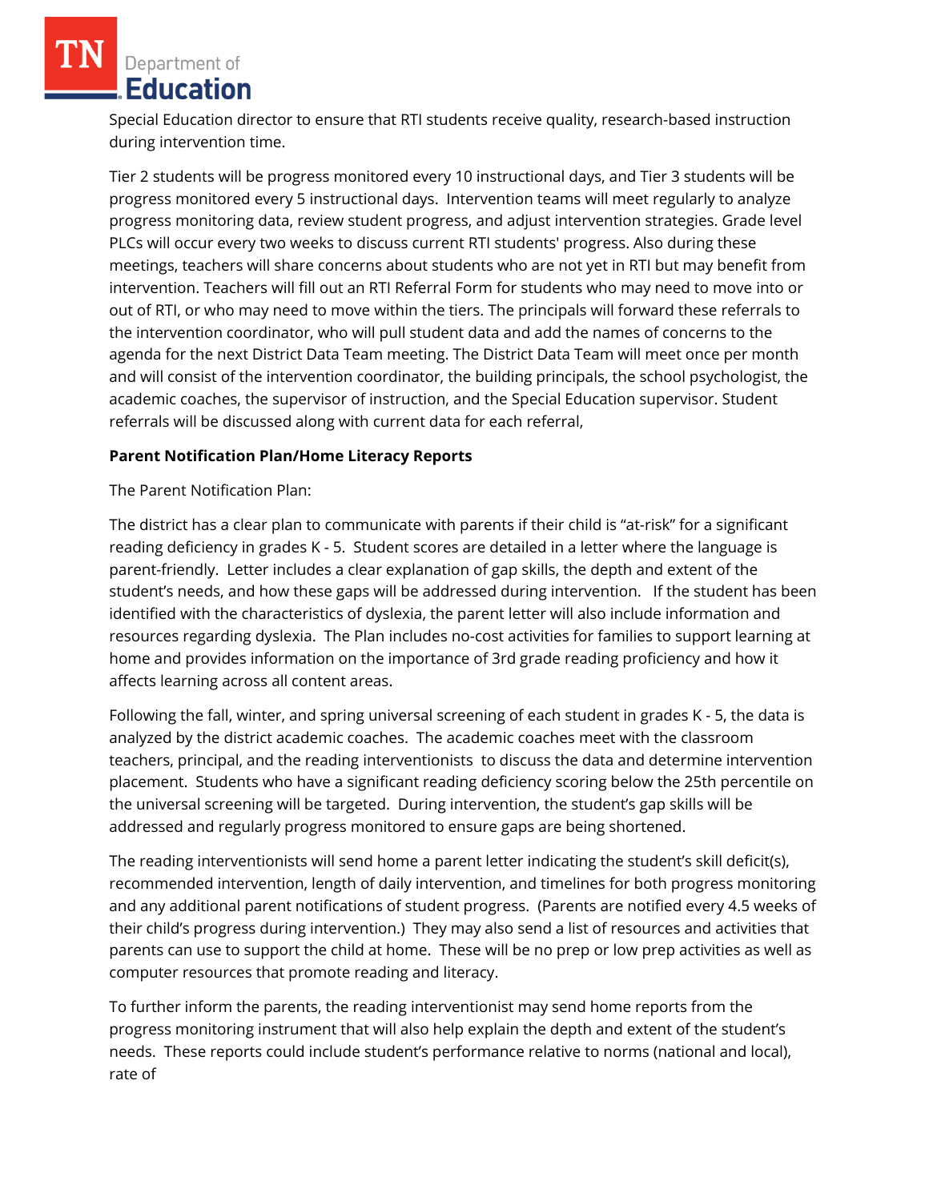Special Education director to ensure that RTI students receive quality, research-based instruction during intervention time.

Tier 2 students will be progress monitored every 10 instructional days, and Tier 3 students will be progress monitored every 5 instructional days. Intervention teams will meet regularly to analyze progress monitoring data, review student progress, and adjust intervention strategies. Grade level PLCs will occur every two weeks to discuss current RTI students' progress. Also during these meetings, teachers will share concerns about students who are not yet in RTI but may benefit from intervention. Teachers will fill out an RTI Referral Form for students who may need to move into or out of RTI, or who may need to move within the tiers. The principals will forward these referrals to the intervention coordinator, who will pull student data and add the names of concerns to the agenda for the next District Data Team meeting. The District Data Team will meet once per month and will consist of the intervention coordinator, the building principals, the school psychologist, the academic coaches, the supervisor of instruction, and the Special Education supervisor. Student referrals will be discussed along with current data for each referral,

**Parent Notification Plan/Home Literacy Reports**

The Parent Notification Plan:

The district has a clear plan to communicate with parents if their child is "at-risk" for a significant reading deficiency in grades K - 5. Student scores are detailed in a letter where the language is parent-friendly. Letter includes a clear explanation of gap skills, the depth and extent of the student's needs, and how these gaps will be addressed during intervention. If the student has been identified with the characteristics of dyslexia, the parent letter will also include information and resources regarding dyslexia. The Plan includes no-cost activities for families to support learning at home and provides information on the importance of 3rd grade reading proficiency and how it affects learning across all content areas.

Following the fall, winter, and spring universal screening of each student in grades K - 5, the data is analyzed by the district academic coaches. The academic coaches meet with the classroom teachers, principal, and the reading interventionists to discuss the data and determine intervention placement. Students who have a significant reading deficiency scoring below the 25th percentile on the universal screening will be targeted. During intervention, the student's gap skills will be addressed and regularly progress monitored to ensure gaps are being shortened.

The reading interventionists will send home a parent letter indicating the student's skill deficit(s), recommended intervention, length of daily intervention, and timelines for both progress monitoring and any additional parent notifications of student progress. (Parents are notified every 4.5 weeks of their child's progress during intervention.) They may also send a list of resources and activities that parents can use to support the child at home. These will be no prep or low prep activities as well as computer resources that promote reading and literacy.

To further inform the parents, the reading interventionist may send home reports from the progress monitoring instrument that will also help explain the depth and extent of the student's needs. These reports could include student's performance relative to norms (national and local), rate of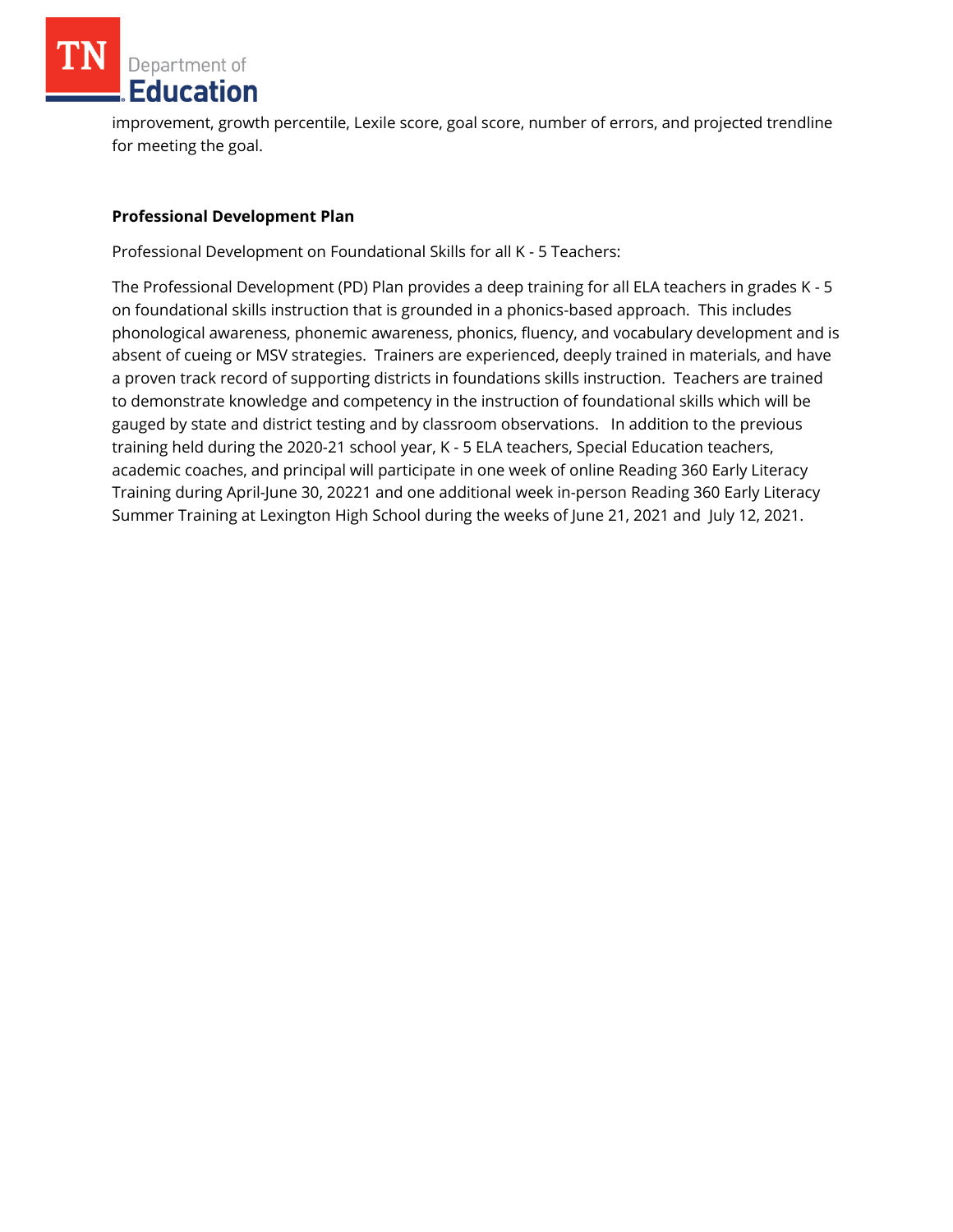improvement, growth percentile, Lexile score, goal score, number of errors, and projected trendline for meeting the goal.

**Professional Development Plan**

Professional Development on Foundational Skills for all K - 5 Teachers:

The Professional Development (PD) Plan provides a deep training for all ELA teachers in grades K - 5 on foundational skills instruction that is grounded in a phonics-based approach. This includes phonological awareness, phonemic awareness, phonics, fluency, and vocabulary development and is absent of cueing or MSV strategies. Trainers are experienced, deeply trained in materials, and have a proven track record of supporting districts in foundations skills instruction. Teachers are trained to demonstrate knowledge and competency in the instruction of foundational skills which will be gauged by state and district testing and by classroom observations. In addition to the previous training held during the 2020-21 school year, K - 5 ELA teachers, Special Education teachers, academic coaches, and principal will participate in one week of online Reading 360 Early Literacy Training during April-June 30, 20221 and one additional week in-person Reading 360 Early Literacy Summer Training at Lexington High School during the weeks of June 21, 2021 and July 12, 2021.